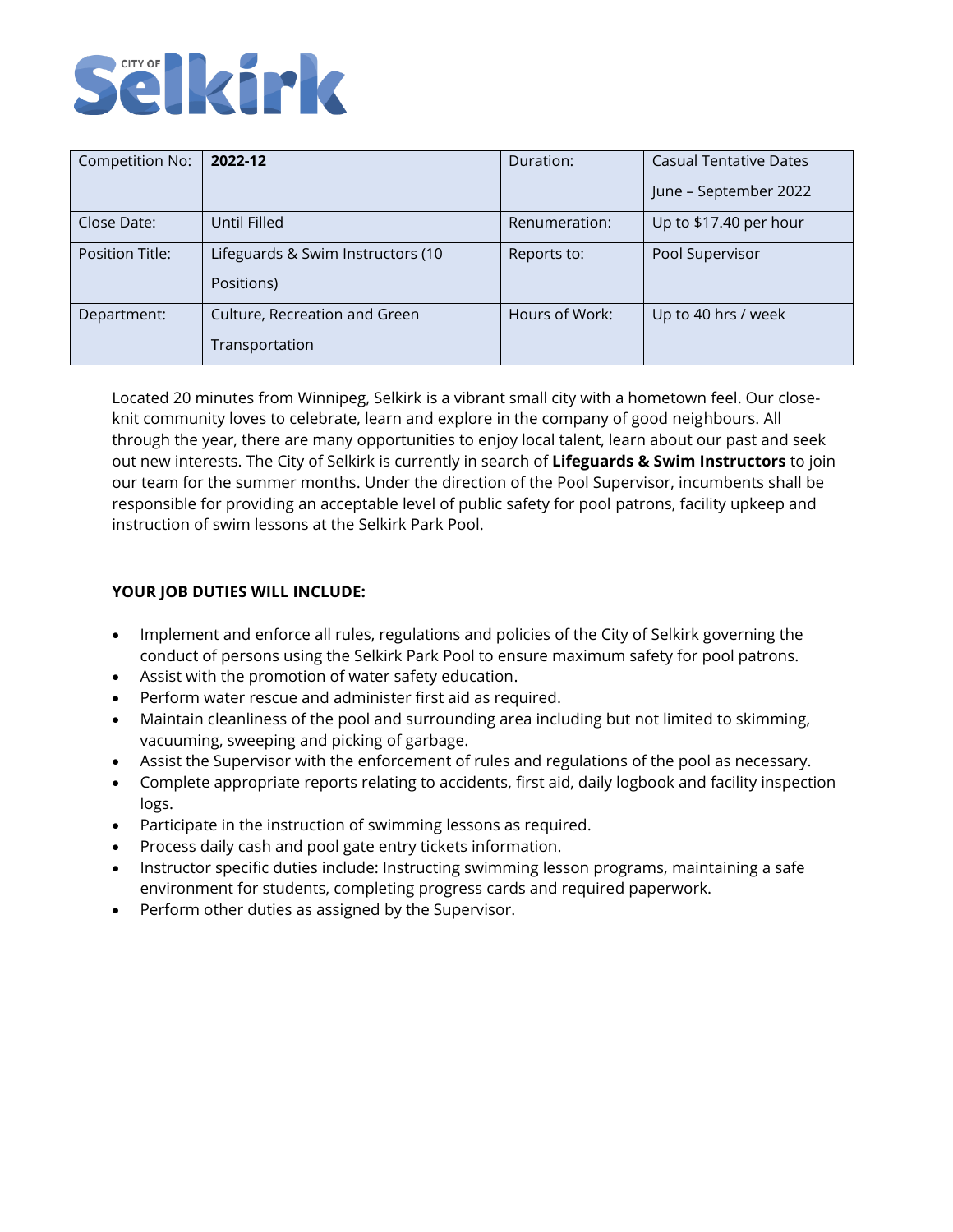# City of Selkirk

| Competition No: | **2022-12** | Duration: | Casual Tentative Dates June – September 2022 |
| --- | --- | --- | --- |
| Close Date: | Until Filled | Renumeration: | Up to $17.40 per hour |
| Position Title: | Lifeguards & Swim Instructors (10 Positions) | Reports to: | Pool Supervisor |
| Department: | Culture, Recreation and Green Transportation | Hours of Work: | Up to 40 hrs / week |

Located 20 minutes from Winnipeg, Selkirk is a vibrant small city with a hometown feel. Our close-knit community loves to celebrate, learn and explore in the company of good neighbours. All through the year, there are many opportunities to enjoy local talent, learn about our past and seek out new interests. The City of Selkirk is currently in search of **Lifeguards & Swim Instructors** to join our team for the summer months. Under the direction of the Pool Supervisor, incumbents shall be responsible for providing an acceptable level of public safety for pool patrons, facility upkeep and instruction of swim lessons at the Selkirk Park Pool.

**YOUR JOB DUTIES WILL INCLUDE:**

- Implement and enforce all rules, regulations and policies of the City of Selkirk governing the conduct of persons using the Selkirk Park Pool to ensure maximum safety for pool patrons.
- Assist with the promotion of water safety education.
- Perform water rescue and administer first aid as required.
- Maintain cleanliness of the pool and surrounding area including but not limited to skimming, vacuuming, sweeping and picking of garbage.
- Assist the Supervisor with the enforcement of rules and regulations of the pool as necessary.
- Complete appropriate reports relating to accidents, first aid, daily logbook and facility inspection logs.
- Participate in the instruction of swimming lessons as required.
- Process daily cash and pool gate entry tickets information.
- Instructor specific duties include: Instructing swimming lesson programs, maintaining a safe environment for students, completing progress cards and required paperwork.
- Perform other duties as assigned by the Supervisor.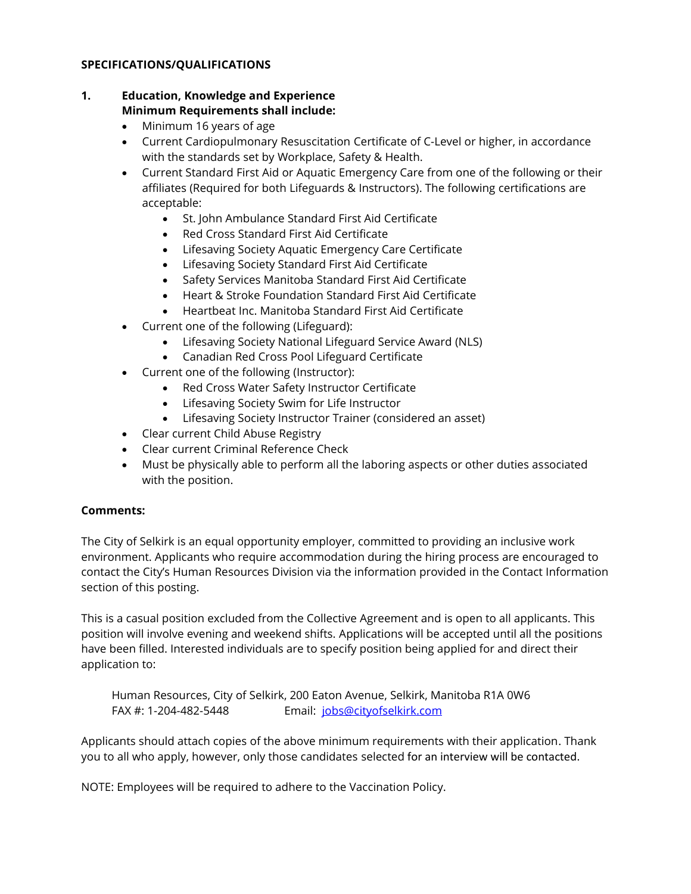**SPECIFICATIONS/QUALIFICATIONS**

**1. Education, Knowledge and Experience**
**Minimum Requirements shall include:**

- Minimum 16 years of age
- Current Cardiopulmonary Resuscitation Certificate of C-Level or higher, in accordance with the standards set by Workplace, Safety & Health.
- Current Standard First Aid or Aquatic Emergency Care from one of the following or their affiliates (Required for both Lifeguards & Instructors). The following certifications are acceptable:
    - St. John Ambulance Standard First Aid Certificate
    - Red Cross Standard First Aid Certificate
    - Lifesaving Society Aquatic Emergency Care Certificate
    - Lifesaving Society Standard First Aid Certificate
    - Safety Services Manitoba Standard First Aid Certificate
    - Heart & Stroke Foundation Standard First Aid Certificate
    - Heartbeat Inc. Manitoba Standard First Aid Certificate
- Current one of the following (Lifeguard):
    - Lifesaving Society National Lifeguard Service Award (NLS)
    - Canadian Red Cross Pool Lifeguard Certificate
- Current one of the following (Instructor):
    - Red Cross Water Safety Instructor Certificate
    - Lifesaving Society Swim for Life Instructor
    - Lifesaving Society Instructor Trainer (considered an asset)
- Clear current Child Abuse Registry
- Clear current Criminal Reference Check
- Must be physically able to perform all the laboring aspects or other duties associated with the position.

**Comments:**

The City of Selkirk is an equal opportunity employer, committed to providing an inclusive work environment. Applicants who require accommodation during the hiring process are encouraged to contact the City's Human Resources Division via the information provided in the Contact Information section of this posting.

This is a casual position excluded from the Collective Agreement and is open to all applicants. This position will involve evening and weekend shifts. Applications will be accepted until all the positions have been filled. Interested individuals are to specify position being applied for and direct their application to:

> Human Resources, City of Selkirk, 200 Eaton Avenue, Selkirk, Manitoba R1A 0W6
> FAX #: 1-204-482-5448 Email: jobs@cityofselkirk.com

Applicants should attach copies of the above minimum requirements with their application. Thank you to all who apply, however, only those candidates selected for an interview will be contacted.

NOTE: Employees will be required to adhere to the Vaccination Policy.